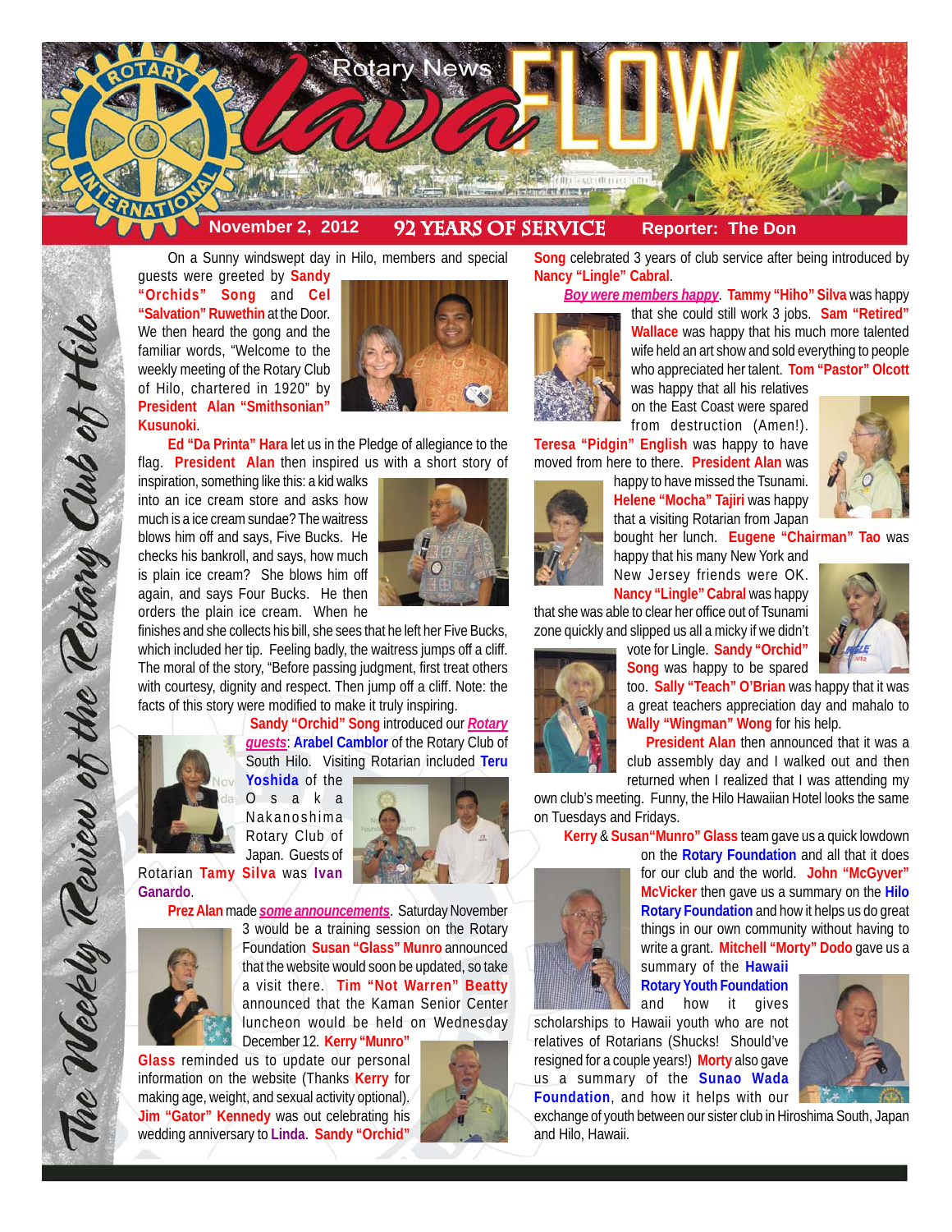# Rotary News lavaFLOW

**November 2, 2012** 92 YEARS OF SERVICE **Reporter: The Don**

*The Weekly Review of the Rotary Club of Hilo*

On a Sunny windswept day in Hilo, members and special guests were greeted by **Sandy "Orchids" Song** and **Cel "Salvation" Ruwethin** at the Door. We then heard the gong and the familiar words, "Welcome to the weekly meeting of the Rotary Club of Hilo, chartered in 1920" by **President Alan "Smithsonian" Kusunoki**.

**Ed "Da Printa" Hara** let us in the Pledge of allegiance to the flag. **President Alan** then inspired us with a short story of inspiration, something like this: a kid walks into an ice cream store and asks how much is a ice cream sundae? The waitress blows him off and says, Five Bucks. He checks his bankroll, and says, how much is plain ice cream? She blows him off again, and says Four Bucks. He then orders the plain ice cream. When he finishes and she collects his bill, she sees that he left her Five Bucks, which included her tip. Feeling badly, the waitress jumps off a cliff. The moral of the story, "Before passing judgment, first treat others with courtesy, dignity and respect. Then jump off a cliff. Note: the facts of this story were modified to make it truly inspiring.

**Sandy "Orchid" Song** introduced our ***Rotary guests***: **Arabel Camblor** of the Rotary Club of South Hilo. Visiting Rotarian included **Teru Yoshida** of the Osaka Nakanoshima Rotary Club of Japan. Guests of Rotarian **Tamy Silva** was **Ivan Ganardo**.

**Prez Alan** made ***some announcements***. Saturday November 3 would be a training session on the Rotary Foundation **Susan "Glass" Munro** announced that the website would soon be updated, so take a visit there. **Tim "Not Warren" Beatty** announced that the Kaman Senior Center luncheon would be held on Wednesday December 12. **Kerry "Munro" Glass** reminded us to update our personal information on the website (Thanks **Kerry** for making age, weight, and sexual activity optional). **Jim "Gator" Kennedy** was out celebrating his wedding anniversary to **Linda**. **Sandy "Orchid" Song** celebrated 3 years of club service after being introduced by **Nancy "Lingle" Cabral**.

***Boy were members happy***. **Tammy "Hiho" Silva** was happy that she could still work 3 jobs. **Sam "Retired" Wallace** was happy that his much more talented wife held an art show and sold everything to people who appreciated her talent. **Tom "Pastor" Olcott** was happy that all his relatives on the East Coast were spared from destruction (Amen!). **Teresa "Pidgin" English** was happy to have moved from here to there. **President Alan** was happy to have missed the Tsunami. **Helene "Mocha" Tajiri** was happy that a visiting Rotarian from Japan bought her lunch. **Eugene "Chairman" Tao** was happy that his many New York and New Jersey friends were OK. **Nancy "Lingle" Cabral** was happy that she was able to clear her office out of Tsunami zone quickly and slipped us all a micky if we didn't vote for Lingle. **Sandy "Orchid" Song** was happy to be spared too. **Sally "Teach" O'Brian** was happy that it was a great teachers appreciation day and mahalo to **Wally "Wingman" Wong** for his help.

**President Alan** then announced that it was a club assembly day and I walked out and then returned when I realized that I was attending my own club's meeting. Funny, the Hilo Hawaiian Hotel looks the same on Tuesdays and Fridays.

**Kerry** & **Susan "Munro" Glass** team gave us a quick lowdown on the **Rotary Foundation** and all that it does for our club and the world. **John "McGyver" McVicker** then gave us a summary on the **Hilo Rotary Foundation** and how it helps us do great things in our own community without having to write a grant. **Mitchell "Morty" Dodo** gave us a summary of the **Hawaii Rotary Youth Foundation** and how it gives scholarships to Hawaii youth who are not relatives of Rotarians (Shucks! Should've resigned for a couple years!) **Morty** also gave us a summary of the **Sunao Wada Foundation**, and how it helps with our exchange of youth between our sister club in Hiroshima South, Japan and Hilo, Hawaii.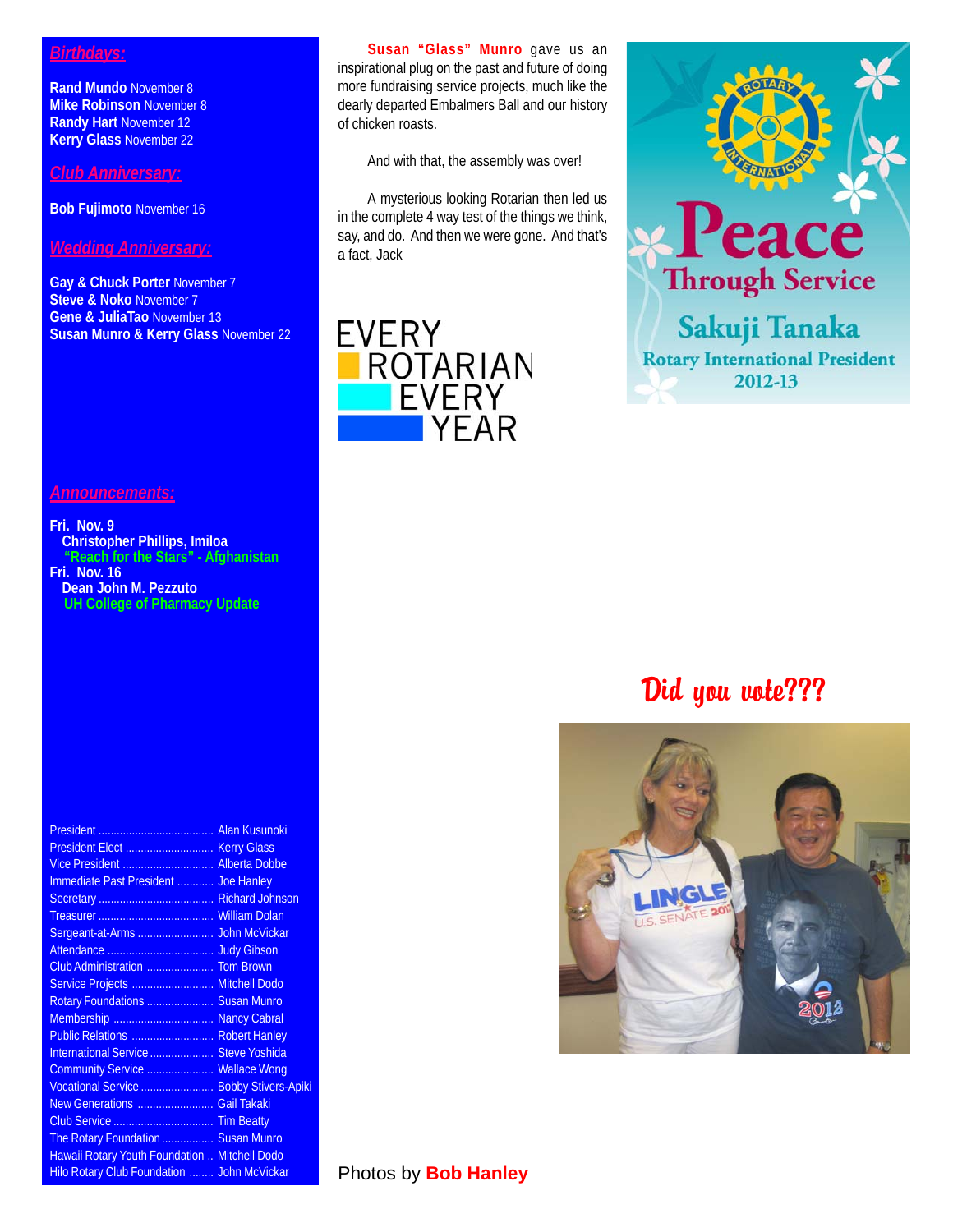## Birthdays:

**Rand Mundo** November 8
**Mike Robinson** November 8
**Randy Hart** November 12
**Kerry Glass** November 22

## Club Anniversary:

**Bob Fujimoto** November 16

## Wedding Anniversary:

**Gay & Chuck Porter** November 7
**Steve & Noko** November 7
**Gene & JuliaTao** November 13
**Susan Munro & Kerry Glass** November 22

## Announcements:

**Fri. Nov. 9**
**Christopher Phillips, Imiloa**
**"Reach for the Stars" - Afghanistan**
**Fri. Nov. 16**
**Dean John M. Pezzuto**
**UH College of Pharmacy Update**

| | |
|---|---|
| President | Alan Kusunoki |
| President Elect | Kerry Glass |
| Vice President | Alberta Dobbe |
| Immediate Past President | Joe Hanley |
| Secretary | Richard Johnson |
| Treasurer | William Dolan |
| Sergeant-at-Arms | John McVickar |
| Attendance | Judy Gibson |
| Club Administration | Tom Brown |
| Service Projects | Mitchell Dodo |
| Rotary Foundations | Susan Munro |
| Membership | Nancy Cabral |
| Public Relations | Robert Hanley |
| International Service | Steve Yoshida |
| Community Service | Wallace Wong |
| Vocational Service | Bobby Stivers-Apiki |
| New Generations | Gail Takaki |
| Club Service | Tim Beatty |
| The Rotary Foundation | Susan Munro |
| Hawaii Rotary Youth Foundation | Mitchell Dodo |
| Hilo Rotary Club Foundation | John McVickar |

**Susan "Glass" Munro** gave us an inspirational plug on the past and future of doing more fundraising service projects, much like the dearly departed Embalmers Ball and our history of chicken roasts.

And with that, the assembly was over!

A mysterious looking Rotarian then led us in the complete 4 way test of the things we think, say, and do. And then we were gone. And that's a fact, Jack

EVERY ROTARIAN EVERY YEAR

Peace Through Service
Sakuji Tanaka
Rotary International President
2012-13

## Did you vote???

Photos by **Bob Hanley**